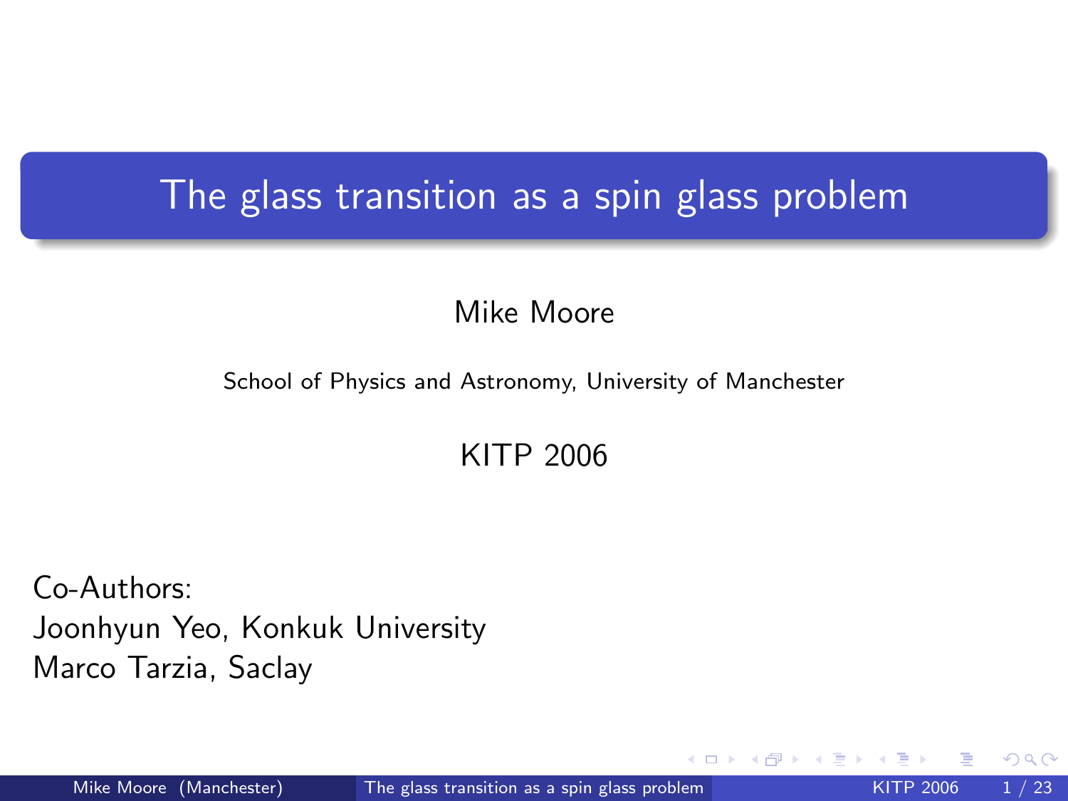# The glass transition as a spin glass problem

Mike Moore

School of Physics and Astronomy, University of Manchester

KITP 2006

Co-Authors:
Joonhyun Yeo, Konkuk University
Marco Tarzia, Saclay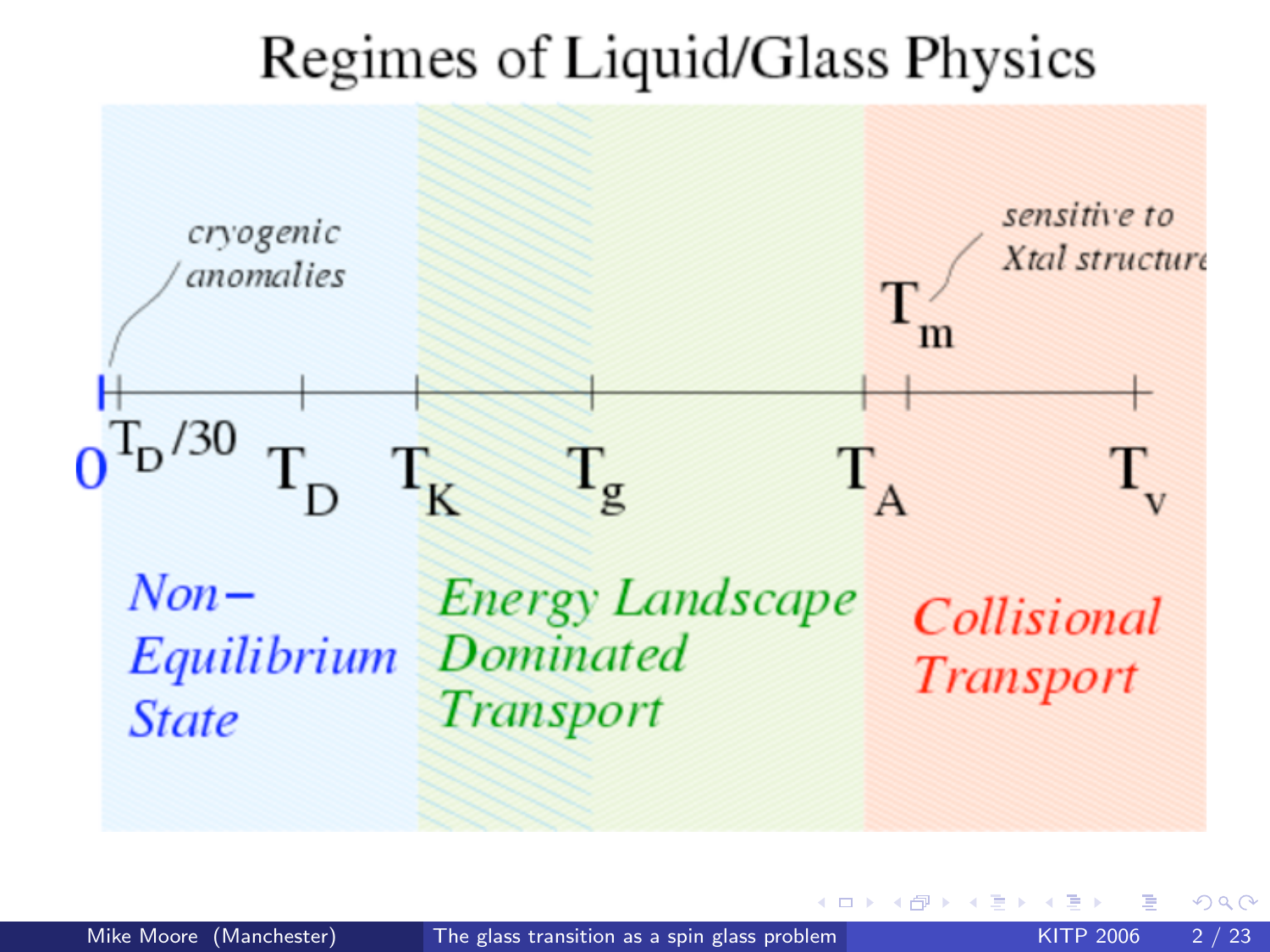# Regimes of Liquid/Glass Physics

*cryogenic anomalies*

*sensitive to Xtal structure*

$T_m$

$0$ $T_D/30$ $T_D$ $T_K$ $T_g$ $T_A$ $T_v$

*Non-Equilibrium State*

*Energy Landscape Dominated Transport*

*Collisional Transport*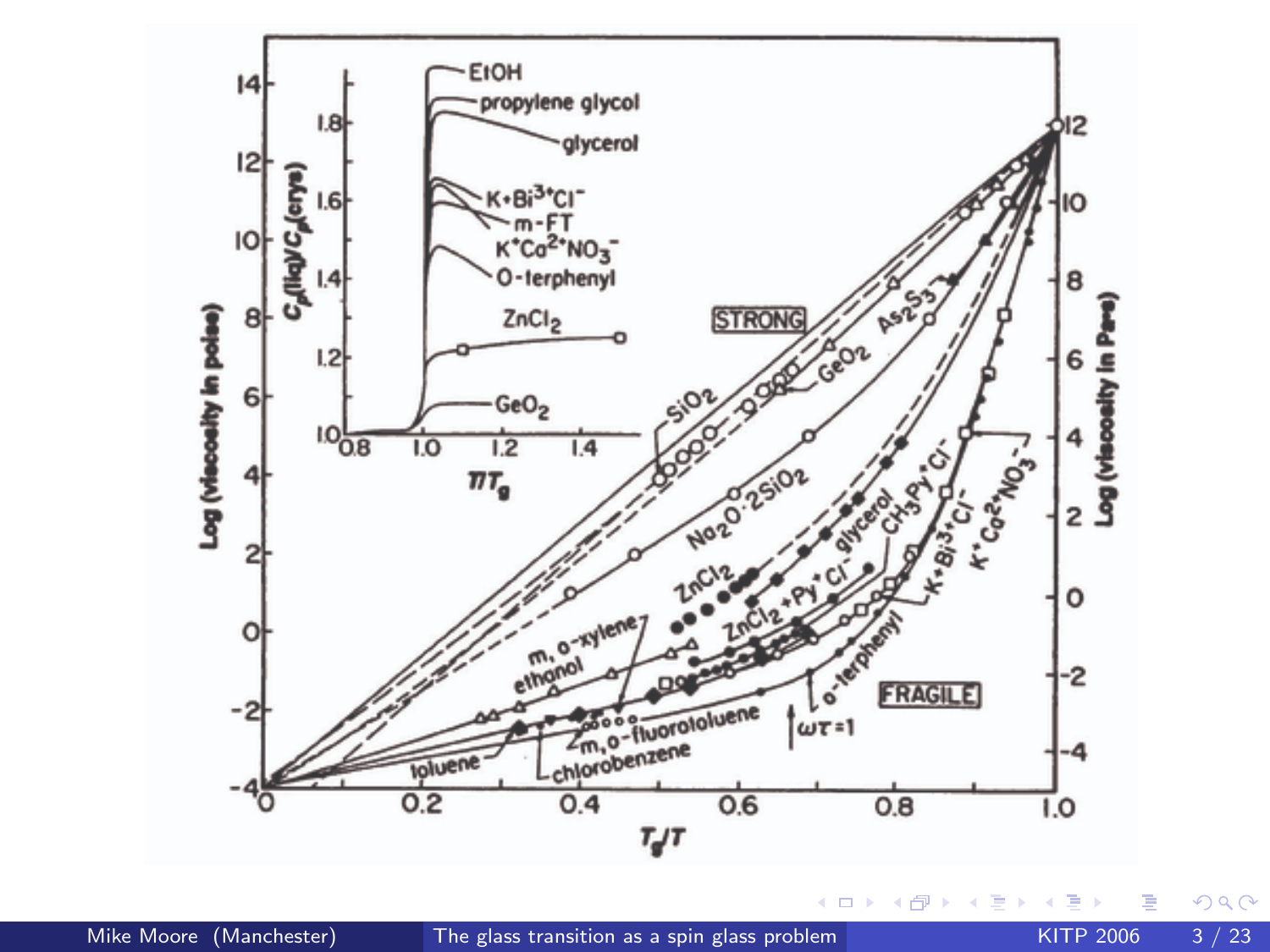STRONG

FRAGILE

Log (viscosity in poise)

Log (viscosity in Pa·s)

$T_g/T$

$C_p(\text{liq})/C_p(\text{crys})$

$T/T_g$

EtOH, propylene glycol, glycerol, $K^+Bi^{3+}Cl^-$, m-FT, $K^+Ca^{2+}NO_3^-$, O-terphenyl, $ZnCl_2$, $GeO_2$

$SiO_2$, $GeO_2$, $As_2S_3$, $Na_2O \cdot 2SiO_2$, $ZnCl_2$, m, o-xylene, ethanol, $ZnCl_2 + Py^+Cl^-$, glycerol, $CH_3Py^+Cl^-$, $K^+Bi^{3+}Cl^-$, $K^+Ca^{2+}NO_3^-$, o-terphenyl, toluene, m, o-fluorotoluene, chlorobenzene

$\omega\tau = 1$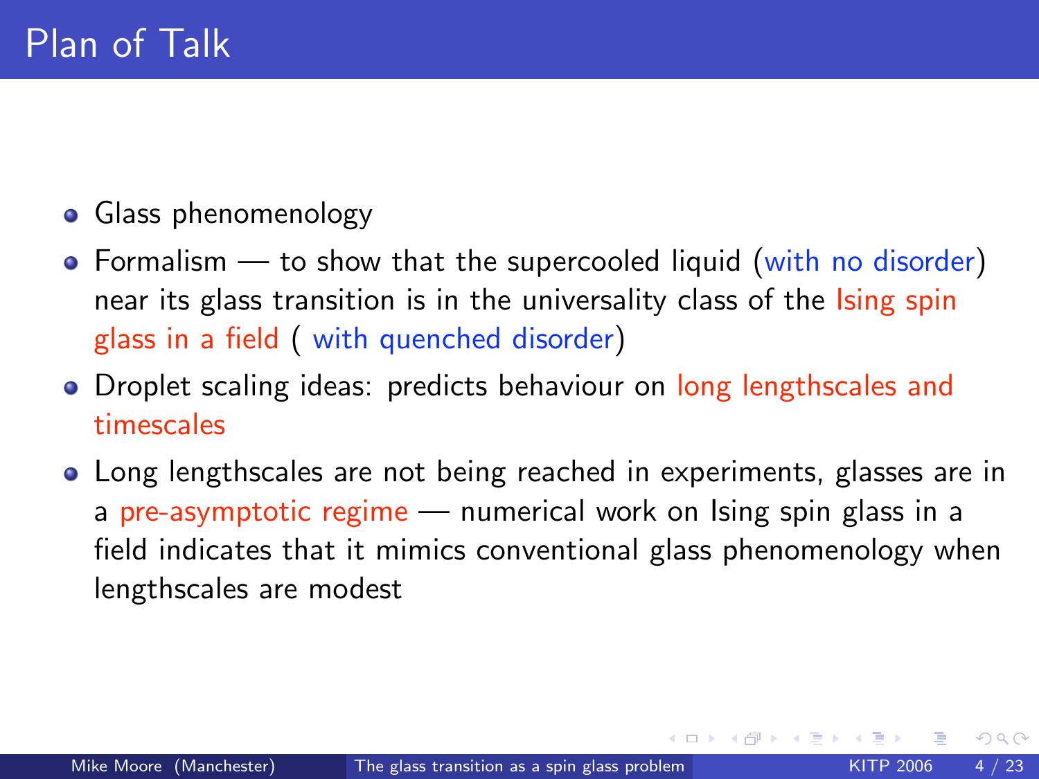# Plan of Talk

- Glass phenomenology
- Formalism — to show that the supercooled liquid (with no disorder) near its glass transition is in the universality class of the Ising spin glass in a field ( with quenched disorder)
- Droplet scaling ideas: predicts behaviour on long lengthscales and timescales
- Long lengthscales are not being reached in experiments, glasses are in a pre-asymptotic regime — numerical work on Ising spin glass in a field indicates that it mimics conventional glass phenomenology when lengthscales are modest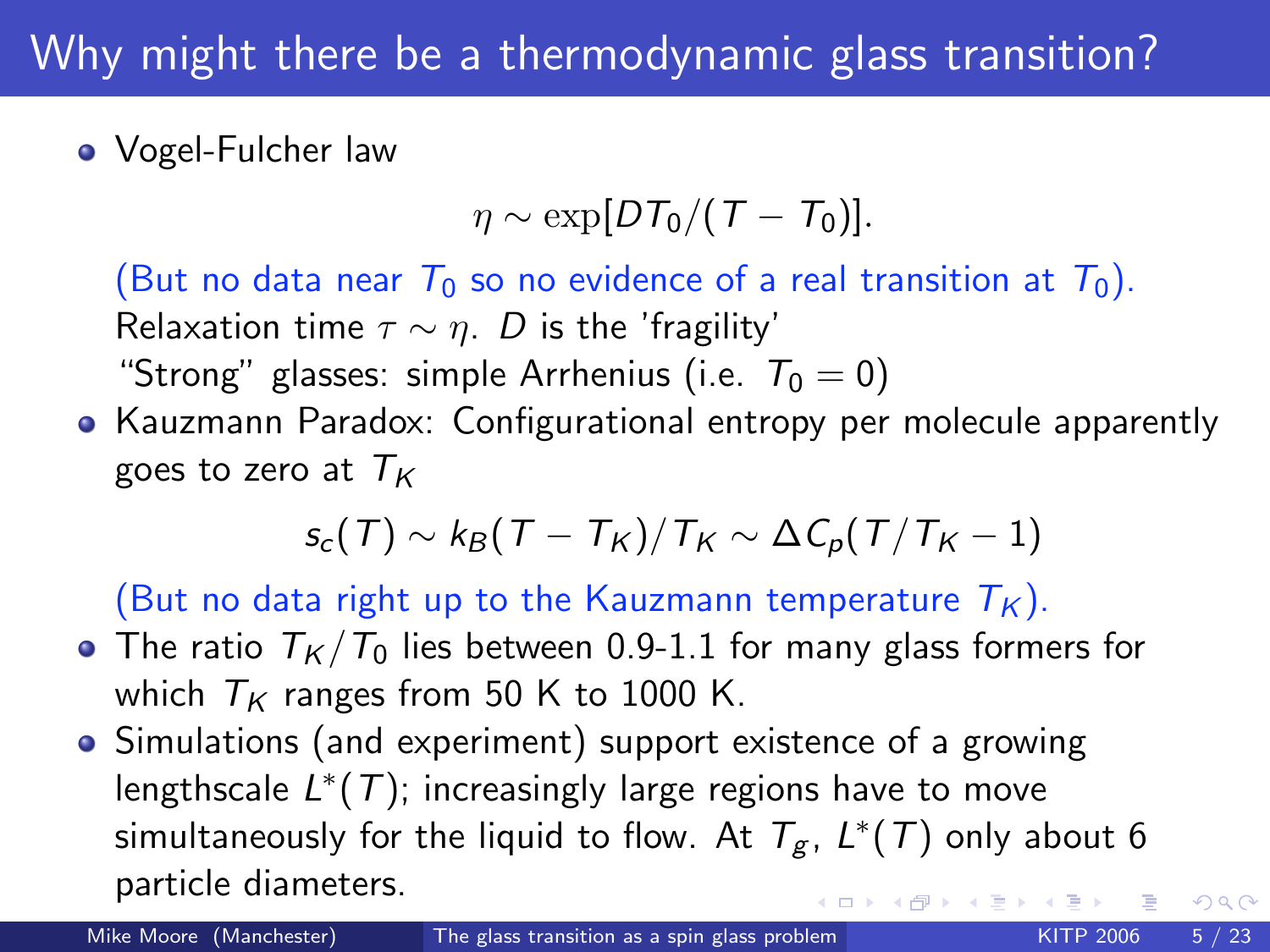# Why might there be a thermodynamic glass transition?

- Vogel-Fulcher law

  $$\eta \sim \exp[DT_0/(T - T_0)].$$

  (But no data near $T_0$ so no evidence of a real transition at $T_0$).
  Relaxation time $\tau \sim \eta$. $D$ is the 'fragility'
  "Strong" glasses: simple Arrhenius (i.e. $T_0 = 0$)

- Kauzmann Paradox: Configurational entropy per molecule apparently goes to zero at $T_K$

  $$s_c(T) \sim k_B(T - T_K)/T_K \sim \Delta C_p(T/T_K - 1)$$

  (But no data right up to the Kauzmann temperature $T_K$).

- The ratio $T_K/T_0$ lies between 0.9-1.1 for many glass formers for which $T_K$ ranges from 50 K to 1000 K.
- Simulations (and experiment) support existence of a growing lengthscale $L^*(T)$; increasingly large regions have to move simultaneously for the liquid to flow. At $T_g$, $L^*(T)$ only about 6 particle diameters.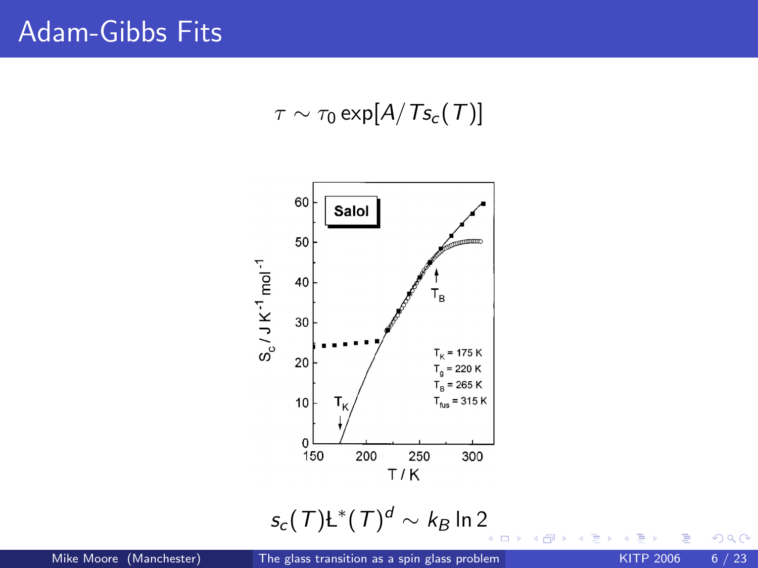# Adam-Gibbs Fits

$$\tau \sim \tau_0 \exp[A/Ts_c(T)]$$

$$s_c(T)Ł^*(T)^d \sim k_B \ln 2$$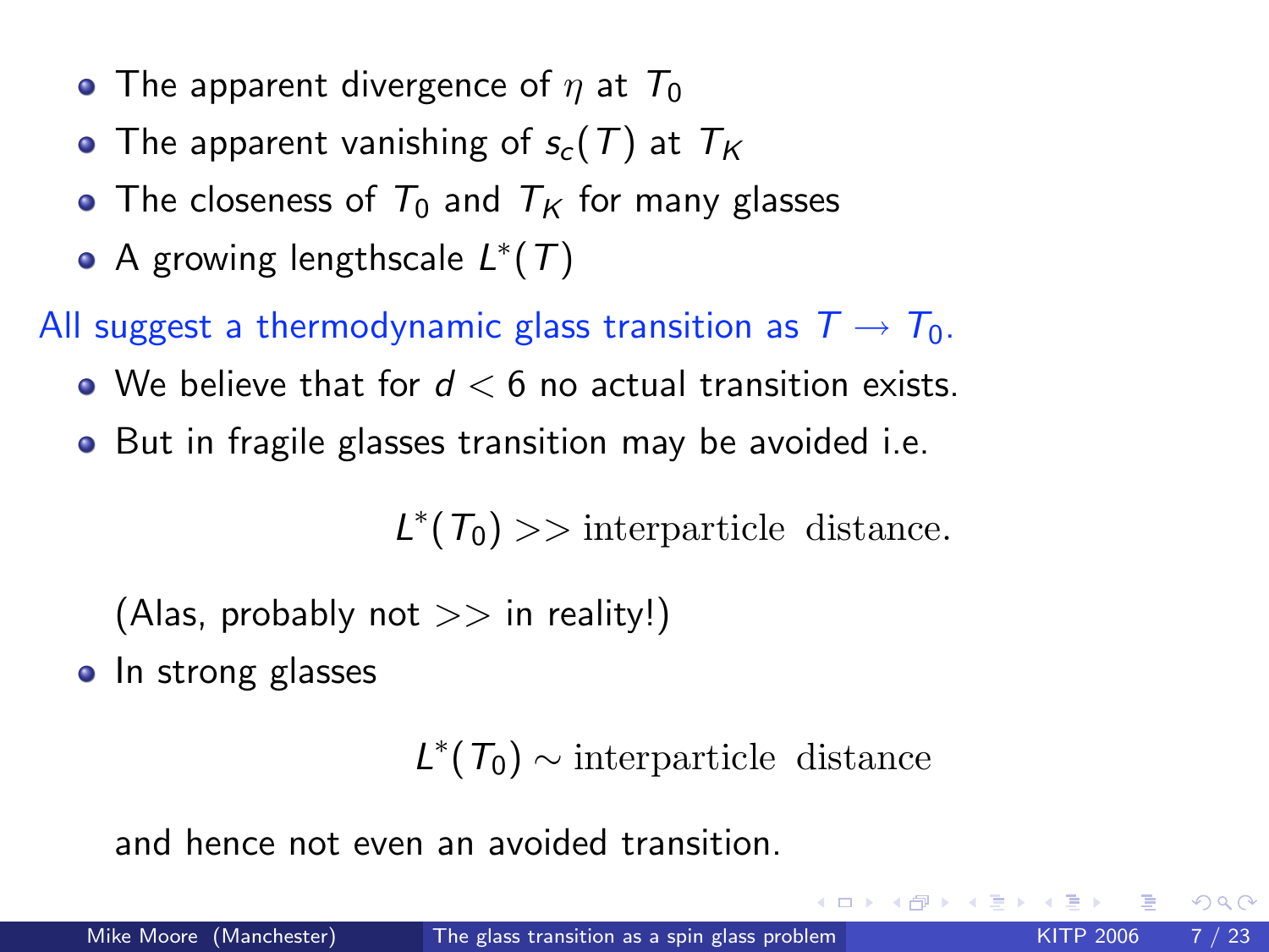- The apparent divergence of $\eta$ at $T_0$
- The apparent vanishing of $s_c(T)$ at $T_K$
- The closeness of $T_0$ and $T_K$ for many glasses
- A growing lengthscale $L^*(T)$

All suggest a thermodynamic glass transition as $T \to T_0$.

- We believe that for $d < 6$ no actual transition exists.
- But in fragile glasses transition may be avoided i.e.

$$L^*(T_0) >> \text{interparticle distance}.$$

  (Alas, probably not $>>$ in reality!)

- In strong glasses

$$L^*(T_0) \sim \text{interparticle distance}$$

  and hence not even an avoided transition.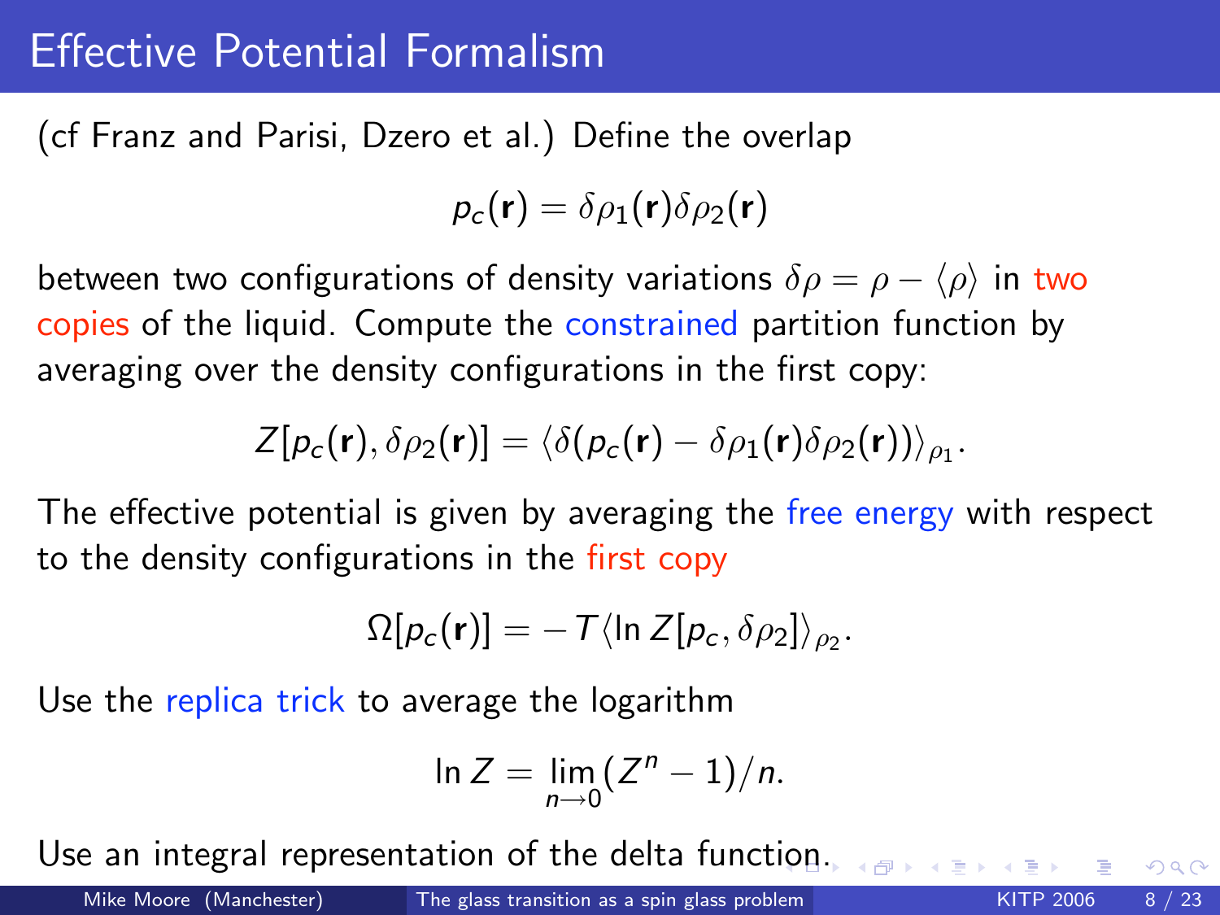# Effective Potential Formalism

(cf Franz and Parisi, Dzero et al.) Define the overlap

$$p_c(\mathbf{r}) = \delta\rho_1(\mathbf{r})\delta\rho_2(\mathbf{r})$$

between two configurations of density variations $\delta\rho = \rho - \langle\rho\rangle$ in two copies of the liquid. Compute the constrained partition function by averaging over the density configurations in the first copy:

$$Z[p_c(\mathbf{r}), \delta\rho_2(\mathbf{r})] = \langle \delta(p_c(\mathbf{r}) - \delta\rho_1(\mathbf{r})\delta\rho_2(\mathbf{r}))\rangle_{\rho_1}.$$

The effective potential is given by averaging the free energy with respect to the density configurations in the first copy

$$\Omega[p_c(\mathbf{r})] = -T\langle \ln Z[p_c, \delta\rho_2]\rangle_{\rho_2}.$$

Use the replica trick to average the logarithm

$$\ln Z = \lim_{n\to 0}(Z^n - 1)/n.$$

Use an integral representation of the delta function.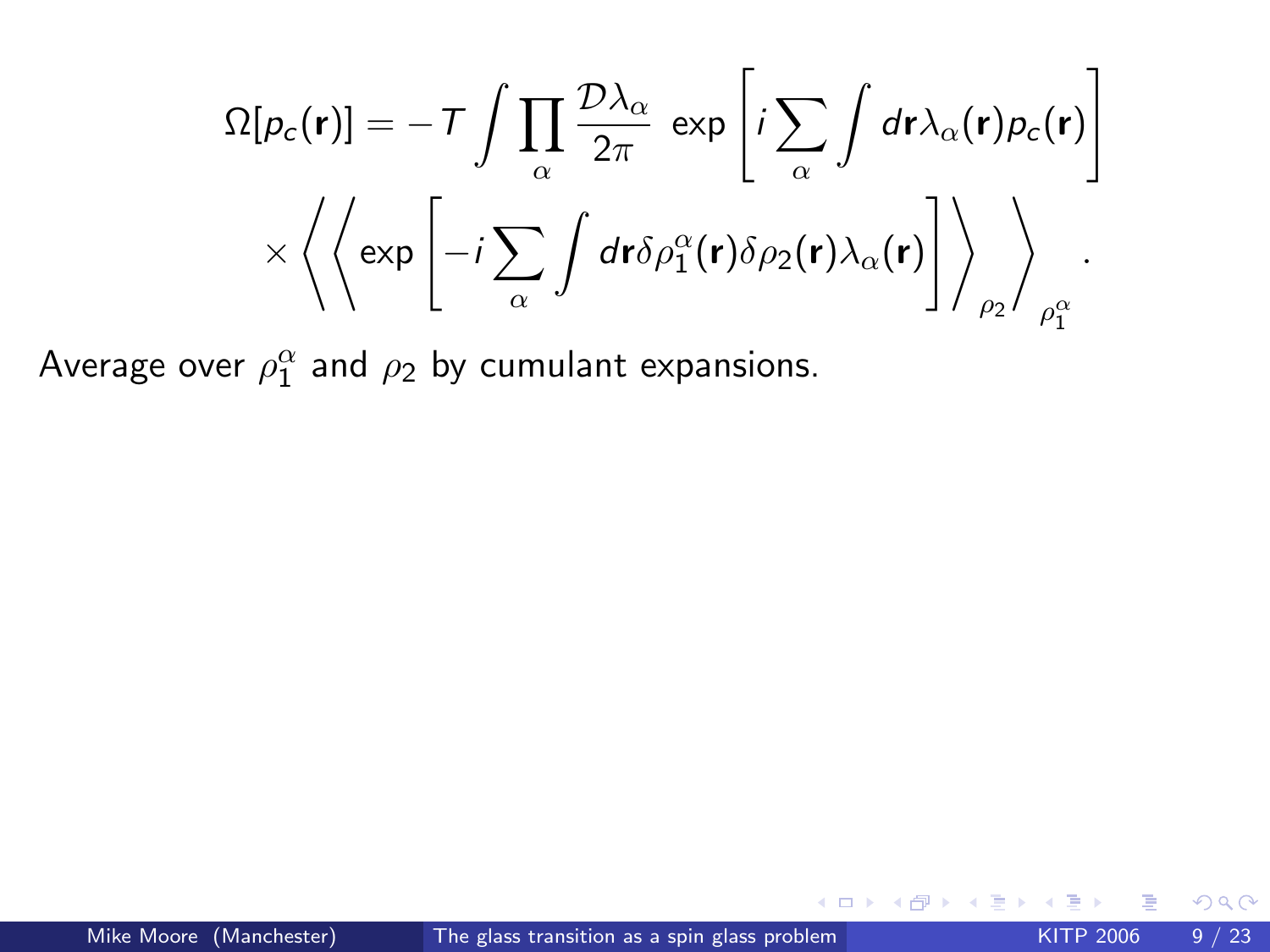$$
\Omega[p_c(\mathbf{r})] = -T \int \prod_\alpha \frac{\mathcal{D}\lambda_\alpha}{2\pi} \exp\left[ i \sum_\alpha \int d\mathbf{r} \lambda_\alpha(\mathbf{r}) p_c(\mathbf{r}) \right]
$$

$$
\times \left\langle \left\langle \exp\left[ -i \sum_\alpha \int d\mathbf{r} \delta\rho_1^\alpha(\mathbf{r}) \delta\rho_2(\mathbf{r}) \lambda_\alpha(\mathbf{r}) \right] \right\rangle_{\rho_2} \right\rangle_{\rho_1^\alpha} .
$$

Average over $\rho_1^\alpha$ and $\rho_2$ by cumulant expansions.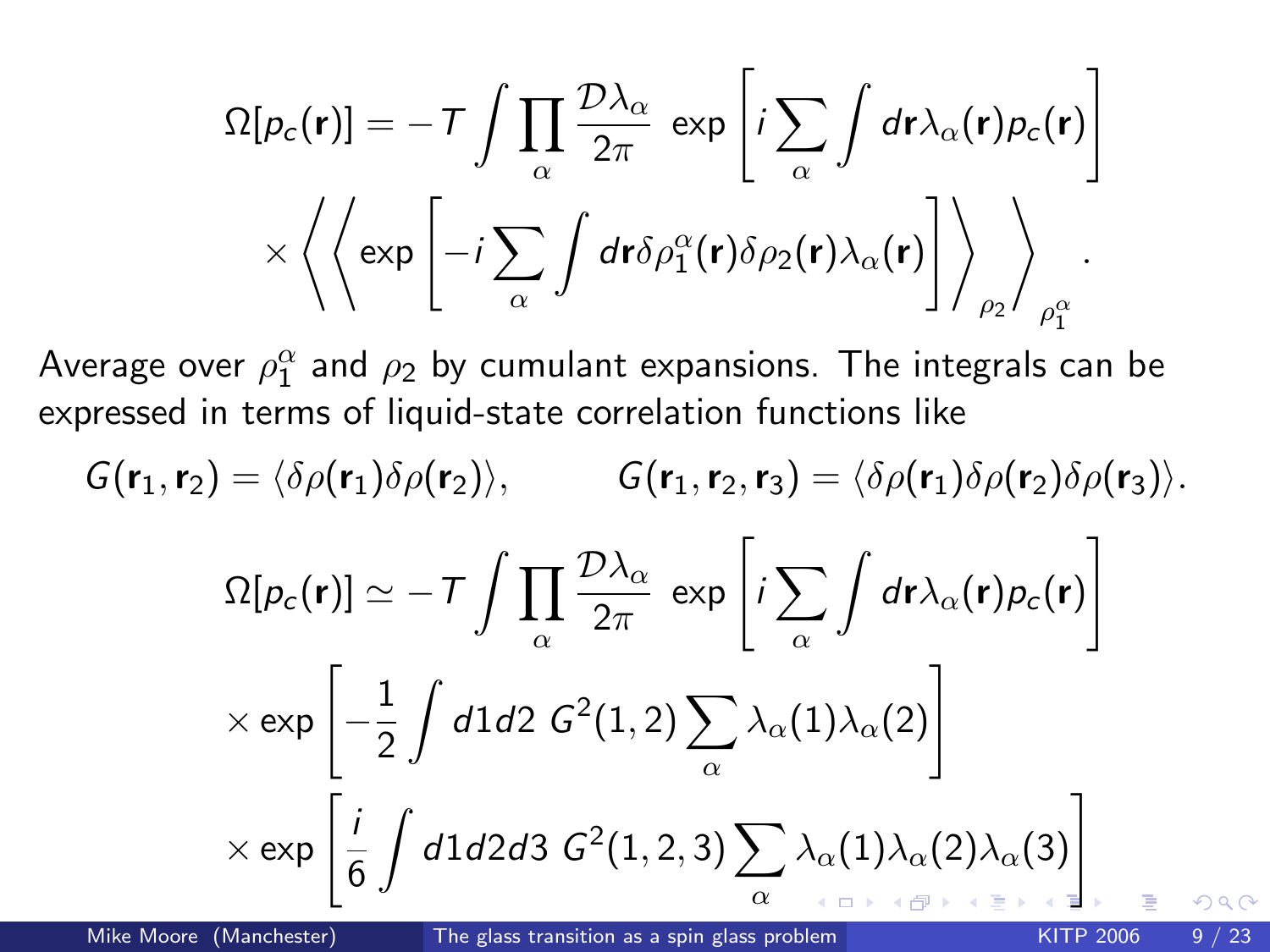$$\Omega[p_c(\mathbf{r})] = -T \int \prod_\alpha \frac{\mathcal{D}\lambda_\alpha}{2\pi} \exp\left[ i \sum_\alpha \int d\mathbf{r} \lambda_\alpha(\mathbf{r}) p_c(\mathbf{r}) \right] \times \left\langle \left\langle \exp\left[ -i \sum_\alpha \int d\mathbf{r} \delta\rho_1^\alpha(\mathbf{r}) \delta\rho_2(\mathbf{r}) \lambda_\alpha(\mathbf{r}) \right] \right\rangle_{\rho_2} \right\rangle_{\rho_1^\alpha}.$$

Average over $\rho_1^\alpha$ and $\rho_2$ by cumulant expansions. The integrals can be expressed in terms of liquid-state correlation functions like

$$G(\mathbf{r}_1, \mathbf{r}_2) = \langle \delta\rho(\mathbf{r}_1)\delta\rho(\mathbf{r}_2) \rangle, \qquad G(\mathbf{r}_1, \mathbf{r}_2, \mathbf{r}_3) = \langle \delta\rho(\mathbf{r}_1)\delta\rho(\mathbf{r}_2)\delta\rho(\mathbf{r}_3) \rangle.$$

$$\Omega[p_c(\mathbf{r})] \simeq -T \int \prod_\alpha \frac{\mathcal{D}\lambda_\alpha}{2\pi} \exp\left[ i \sum_\alpha \int d\mathbf{r} \lambda_\alpha(\mathbf{r}) p_c(\mathbf{r}) \right] \times \exp\left[ -\frac{1}{2} \int d1 d2 \; G^2(1,2) \sum_\alpha \lambda_\alpha(1)\lambda_\alpha(2) \right] \times \exp\left[ \frac{i}{6} \int d1 d2 d3 \; G^2(1,2,3) \sum_\alpha \lambda_\alpha(1)\lambda_\alpha(2)\lambda_\alpha(3) \right]$$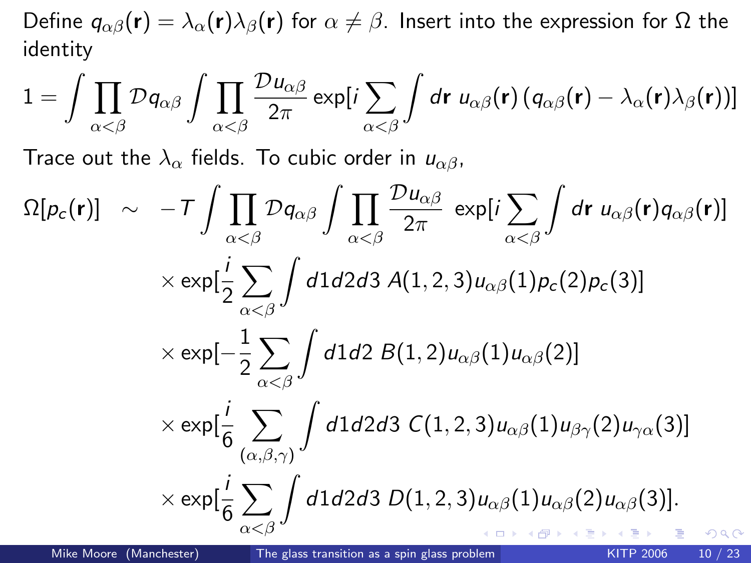Define $q_{\alpha\beta}(\mathbf{r}) = \lambda_\alpha(\mathbf{r})\lambda_\beta(\mathbf{r})$ for $\alpha \neq \beta$. Insert into the expression for $\Omega$ the identity

$$1 = \int \prod_{\alpha<\beta} \mathcal{D}q_{\alpha\beta} \int \prod_{\alpha<\beta} \frac{\mathcal{D}u_{\alpha\beta}}{2\pi} \exp[i \sum_{\alpha<\beta} \int d\mathbf{r}\; u_{\alpha\beta}(\mathbf{r})\,(q_{\alpha\beta}(\mathbf{r}) - \lambda_\alpha(\mathbf{r})\lambda_\beta(\mathbf{r}))]$$

Trace out the $\lambda_\alpha$ fields. To cubic order in $u_{\alpha\beta}$,

$$\begin{aligned}
\Omega[p_c(\mathbf{r})] \;\; \sim \;\; & -T \int \prod_{\alpha<\beta} \mathcal{D}q_{\alpha\beta} \int \prod_{\alpha<\beta} \frac{\mathcal{D}u_{\alpha\beta}}{2\pi} \; \exp[i \sum_{\alpha<\beta} \int d\mathbf{r}\; u_{\alpha\beta}(\mathbf{r}) q_{\alpha\beta}(\mathbf{r})] \\
& \times \exp[\frac{i}{2} \sum_{\alpha<\beta} \int d1d2d3\; A(1,2,3) u_{\alpha\beta}(1) p_c(2) p_c(3)] \\
& \times \exp[-\frac{1}{2} \sum_{\alpha<\beta} \int d1d2\; B(1,2) u_{\alpha\beta}(1) u_{\alpha\beta}(2)] \\
& \times \exp[\frac{i}{6} \sum_{(\alpha,\beta,\gamma)} \int d1d2d3\; C(1,2,3) u_{\alpha\beta}(1) u_{\beta\gamma}(2) u_{\gamma\alpha}(3)] \\
& \times \exp[\frac{i}{6} \sum_{\alpha<\beta} \int d1d2d3\; D(1,2,3) u_{\alpha\beta}(1) u_{\alpha\beta}(2) u_{\alpha\beta}(3)].
\end{aligned}$$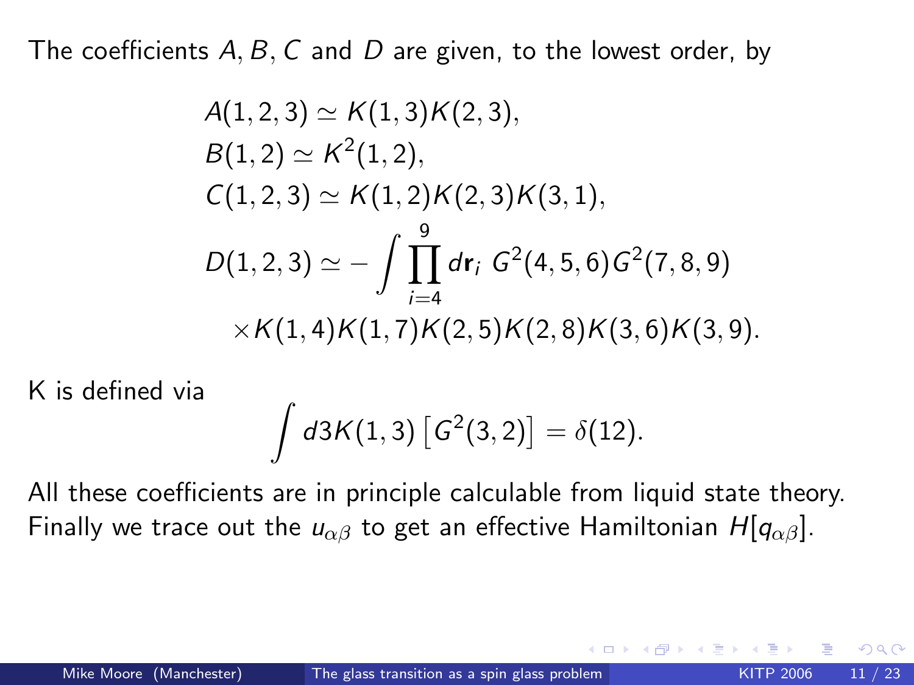The coefficients $A, B, C$ and $D$ are given, to the lowest order, by

$$
\begin{aligned}
&A(1,2,3) \simeq K(1,3)K(2,3), \\
&B(1,2) \simeq K^2(1,2), \\
&C(1,2,3) \simeq K(1,2)K(2,3)K(3,1), \\
&D(1,2,3) \simeq -\int \prod_{i=4}^{9} d\mathbf{r}_i \; G^2(4,5,6)G^2(7,8,9) \\
&\quad \times K(1,4)K(1,7)K(2,5)K(2,8)K(3,6)K(3,9).
\end{aligned}
$$

K is defined via

$$
\int d3 K(1,3)\left[G^2(3,2)\right] = \delta(12).
$$

All these coefficients are in principle calculable from liquid state theory. Finally we trace out the $u_{\alpha\beta}$ to get an effective Hamiltonian $H[q_{\alpha\beta}]$.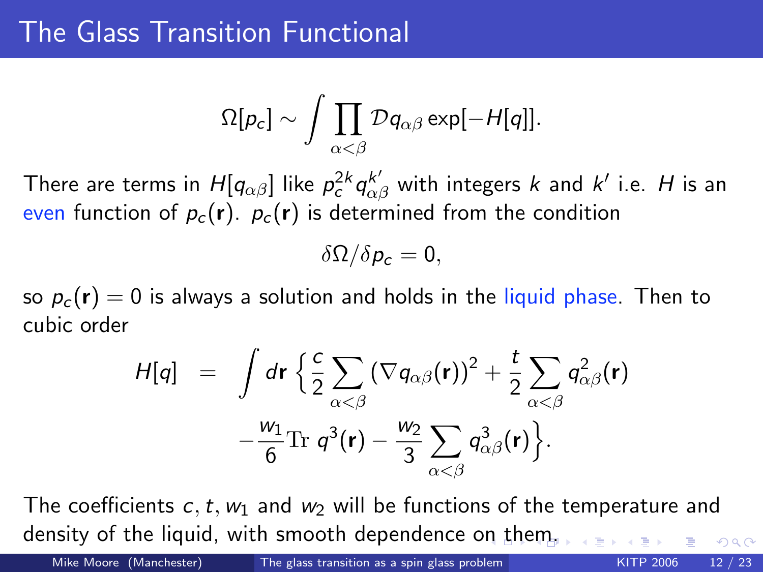# The Glass Transition Functional

$$\Omega[p_c] \sim \int \prod_{\alpha<\beta} \mathcal{D}q_{\alpha\beta} \exp[-H[q]].$$

There are terms in $H[q_{\alpha\beta}]$ like $p_c^{2k} q_{\alpha\beta}^{k'}$ with integers $k$ and $k'$ i.e. $H$ is an even function of $p_c(\mathbf{r})$. $p_c(\mathbf{r})$ is determined from the condition

$$\delta\Omega/\delta p_c = 0,$$

so $p_c(\mathbf{r}) = 0$ is always a solution and holds in the liquid phase. Then to cubic order

$$\begin{aligned} H[q] \; &= \; \int d\mathbf{r} \left\{ \frac{c}{2} \sum_{\alpha<\beta} \left(\nabla q_{\alpha\beta}(\mathbf{r})\right)^2 + \frac{t}{2} \sum_{\alpha<\beta} q_{\alpha\beta}^2(\mathbf{r}) \right. \\ &\qquad \left. - \frac{w_1}{6} \mathrm{Tr}\; q^3(\mathbf{r}) - \frac{w_2}{3} \sum_{\alpha<\beta} q_{\alpha\beta}^3(\mathbf{r}) \right\}. \end{aligned}$$

The coefficients $c, t, w_1$ and $w_2$ will be functions of the temperature and density of the liquid, with smooth dependence on them.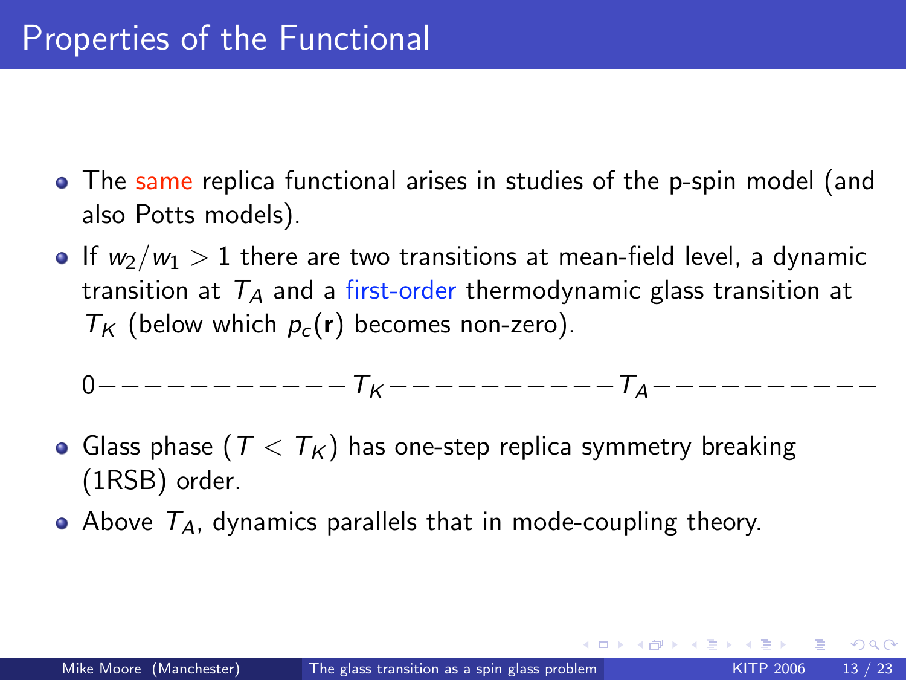# Properties of the Functional

- The same replica functional arises in studies of the p-spin model (and also Potts models).
- If $w_2/w_1 > 1$ there are two transitions at mean-field level, a dynamic transition at $T_A$ and a first-order thermodynamic glass transition at $T_K$ (below which $p_c(\mathbf{r})$ becomes non-zero).

$$0 - - - - - - - - - - - - - T_K - - - - - - - - - - - - T_A - - - - - - - - - - - -$$

- Glass phase ($T < T_K$) has one-step replica symmetry breaking (1RSB) order.
- Above $T_A$, dynamics parallels that in mode-coupling theory.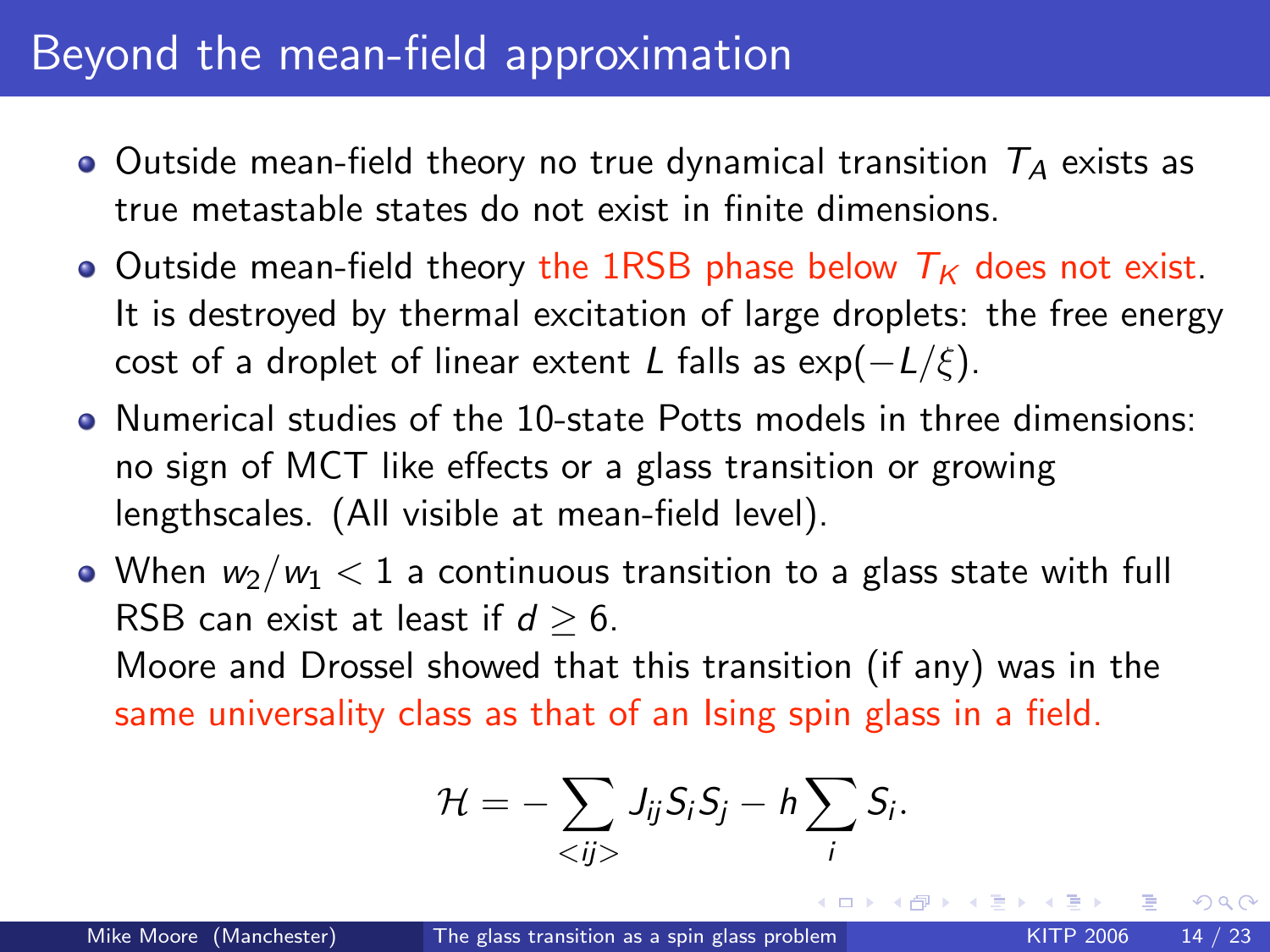# Beyond the mean-field approximation

- Outside mean-field theory no true dynamical transition $T_A$ exists as true metastable states do not exist in finite dimensions.
- Outside mean-field theory the 1RSB phase below $T_K$ does not exist. It is destroyed by thermal excitation of large droplets: the free energy cost of a droplet of linear extent $L$ falls as $\exp(-L/\xi)$.
- Numerical studies of the 10-state Potts models in three dimensions: no sign of MCT like effects or a glass transition or growing lengthscales. (All visible at mean-field level).
- When $w_2/w_1 < 1$ a continuous transition to a glass state with full RSB can exist at least if $d \geq 6$.
  Moore and Drossel showed that this transition (if any) was in the same universality class as that of an Ising spin glass in a field.

$$\mathcal{H} = -\sum_{<ij>} J_{ij} S_i S_j - h \sum_i S_i.$$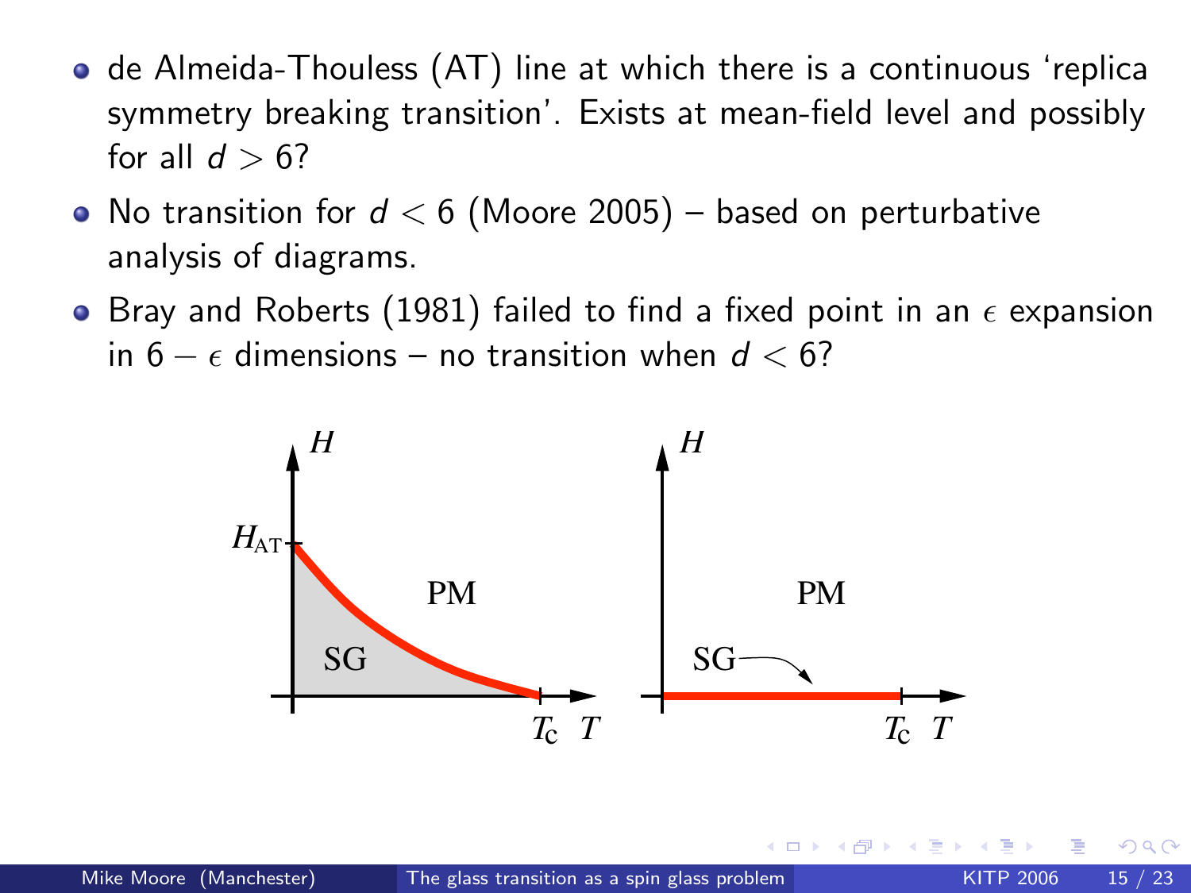- de Almeida-Thouless (AT) line at which there is a continuous 'replica symmetry breaking transition'. Exists at mean-field level and possibly for all $d > 6$?
- No transition for $d < 6$ (Moore 2005) – based on perturbative analysis of diagrams.
- Bray and Roberts (1981) failed to find a fixed point in an $\epsilon$ expansion in $6 - \epsilon$ dimensions – no transition when $d < 6$?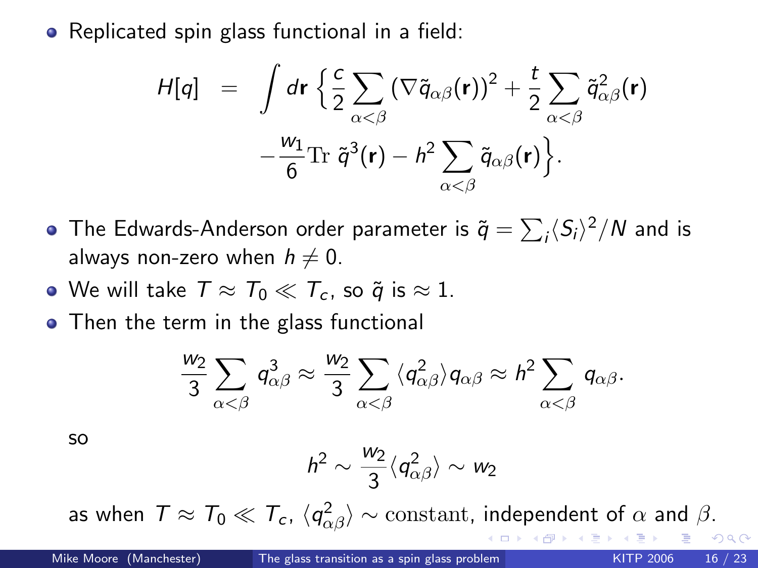- Replicated spin glass functional in a field:

$$
\begin{aligned}
H[q] \;&=\; \int d\mathbf{r} \left\{ \frac{c}{2} \sum_{\alpha<\beta} (\nabla \tilde{q}_{\alpha\beta}(\mathbf{r}))^2 + \frac{t}{2} \sum_{\alpha<\beta} \tilde{q}^2_{\alpha\beta}(\mathbf{r}) \right. \\
&\qquad \left. - \frac{w_1}{6} \mathrm{Tr}\; \tilde{q}^3(\mathbf{r}) - h^2 \sum_{\alpha<\beta} \tilde{q}_{\alpha\beta}(\mathbf{r}) \right\}.
\end{aligned}
$$

- The Edwards-Anderson order parameter is $\tilde{q} = \sum_i \langle S_i \rangle^2 / N$ and is always non-zero when $h \neq 0$.
- We will take $T \approx T_0 \ll T_c$, so $\tilde{q}$ is $\approx 1$.
- Then the term in the glass functional

$$
\frac{w_2}{3} \sum_{\alpha<\beta} q^3_{\alpha\beta} \approx \frac{w_2}{3} \sum_{\alpha<\beta} \langle q^2_{\alpha\beta} \rangle q_{\alpha\beta} \approx h^2 \sum_{\alpha<\beta} q_{\alpha\beta}.
$$

so

$$
h^2 \sim \frac{w_2}{3} \langle q^2_{\alpha\beta} \rangle \sim w_2
$$

as when $T \approx T_0 \ll T_c$, $\langle q^2_{\alpha\beta} \rangle \sim \mathrm{constant}$, independent of $\alpha$ and $\beta$.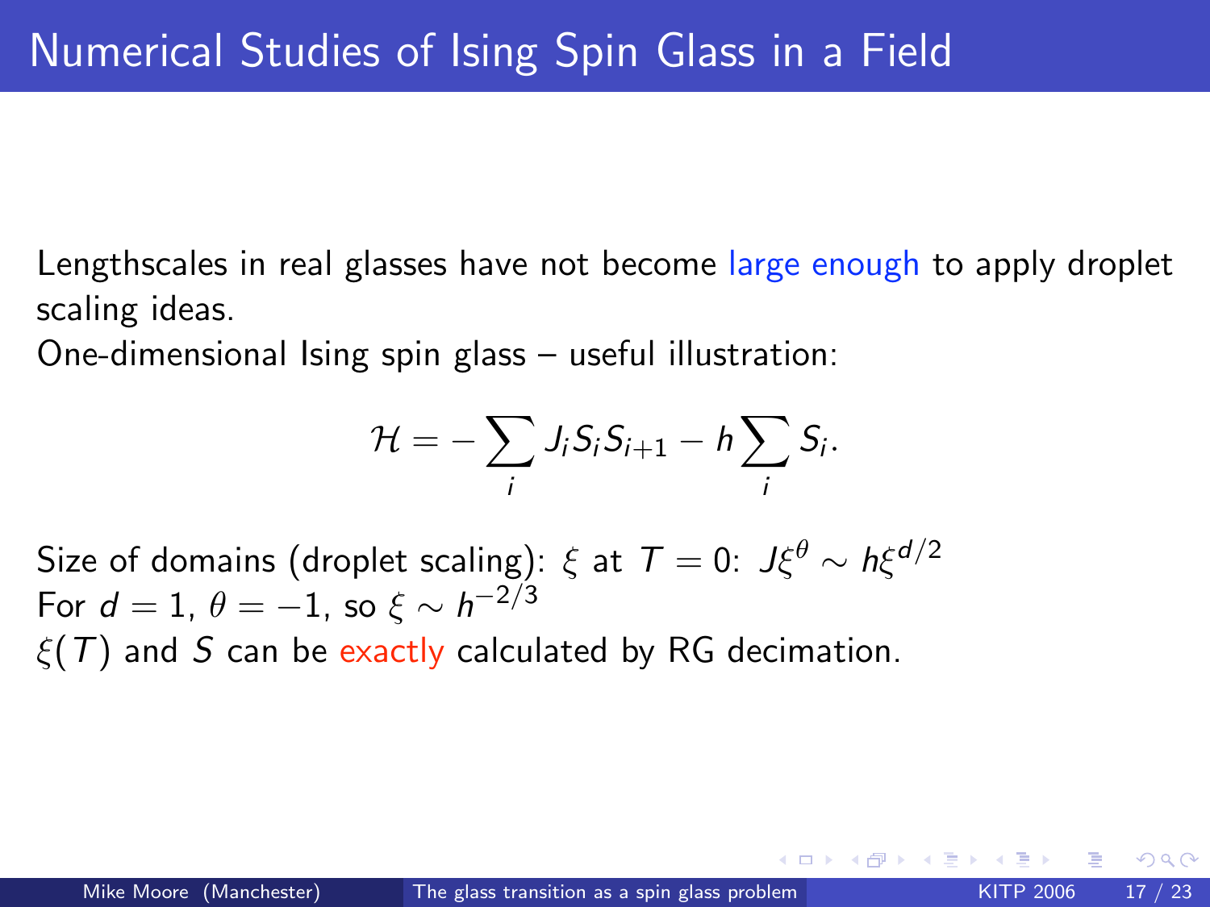# Numerical Studies of Ising Spin Glass in a Field

Lengthscales in real glasses have not become large enough to apply droplet scaling ideas.

One-dimensional Ising spin glass – useful illustration:

$$\mathcal{H} = -\sum_i J_i S_i S_{i+1} - h \sum_i S_i.$$

Size of domains (droplet scaling): $\xi$ at $T = 0$: $J\xi^{\theta} \sim h\xi^{d/2}$
For $d = 1$, $\theta = -1$, so $\xi \sim h^{-2/3}$
$\xi(T)$ and $S$ can be exactly calculated by RG decimation.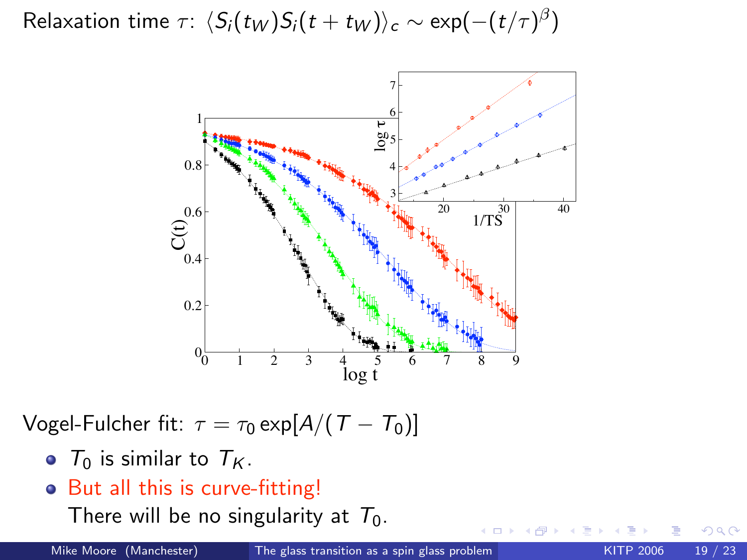Relaxation time $\tau$: $\langle S_i(t_W) S_i(t + t_W)\rangle_c \sim \exp(-(t/\tau)^\beta)$

Vogel-Fulcher fit: $\tau = \tau_0 \exp[A/(T - T_0)]$

- $T_0$ is similar to $T_K$.
- But all this is curve-fitting!
  There will be no singularity at $T_0$.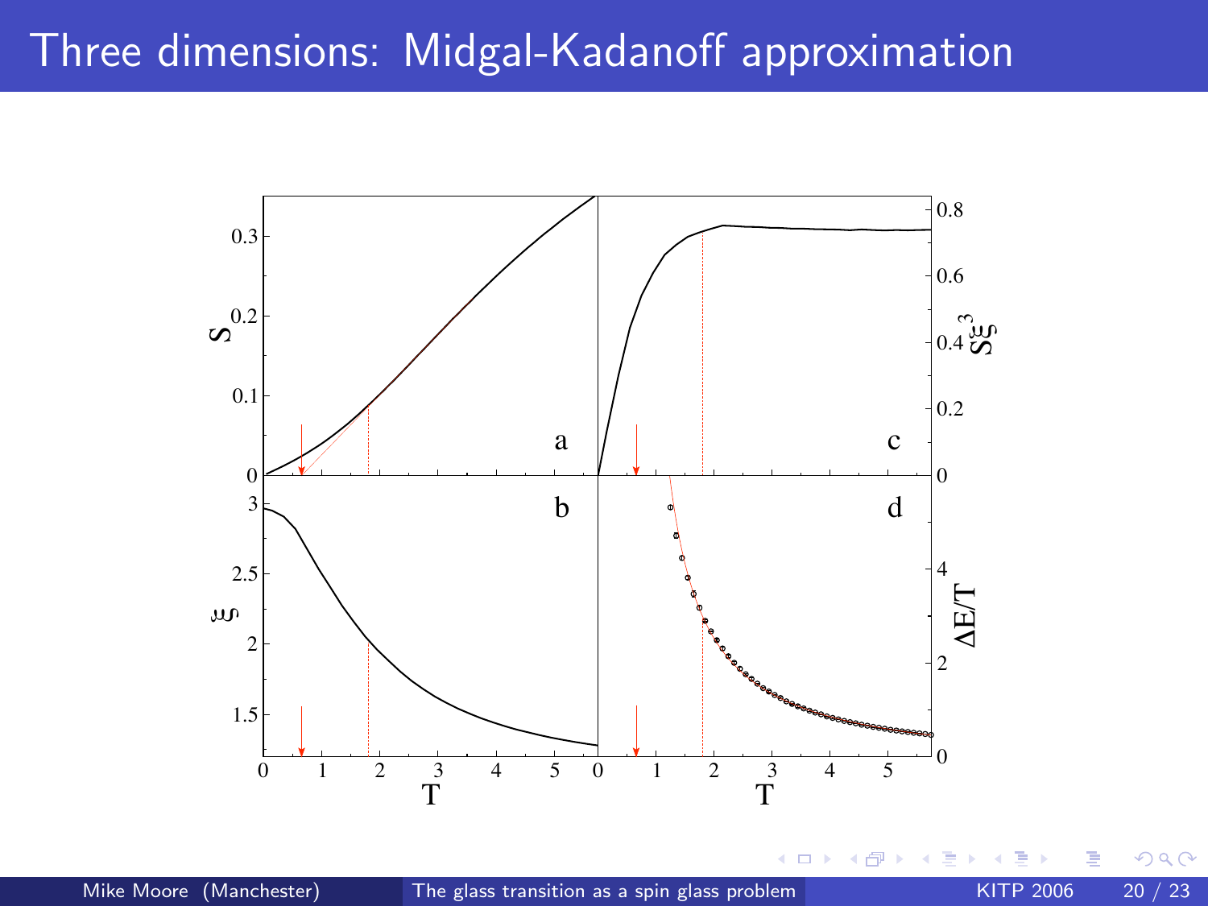# Three dimensions: Midgal-Kadanoff approximation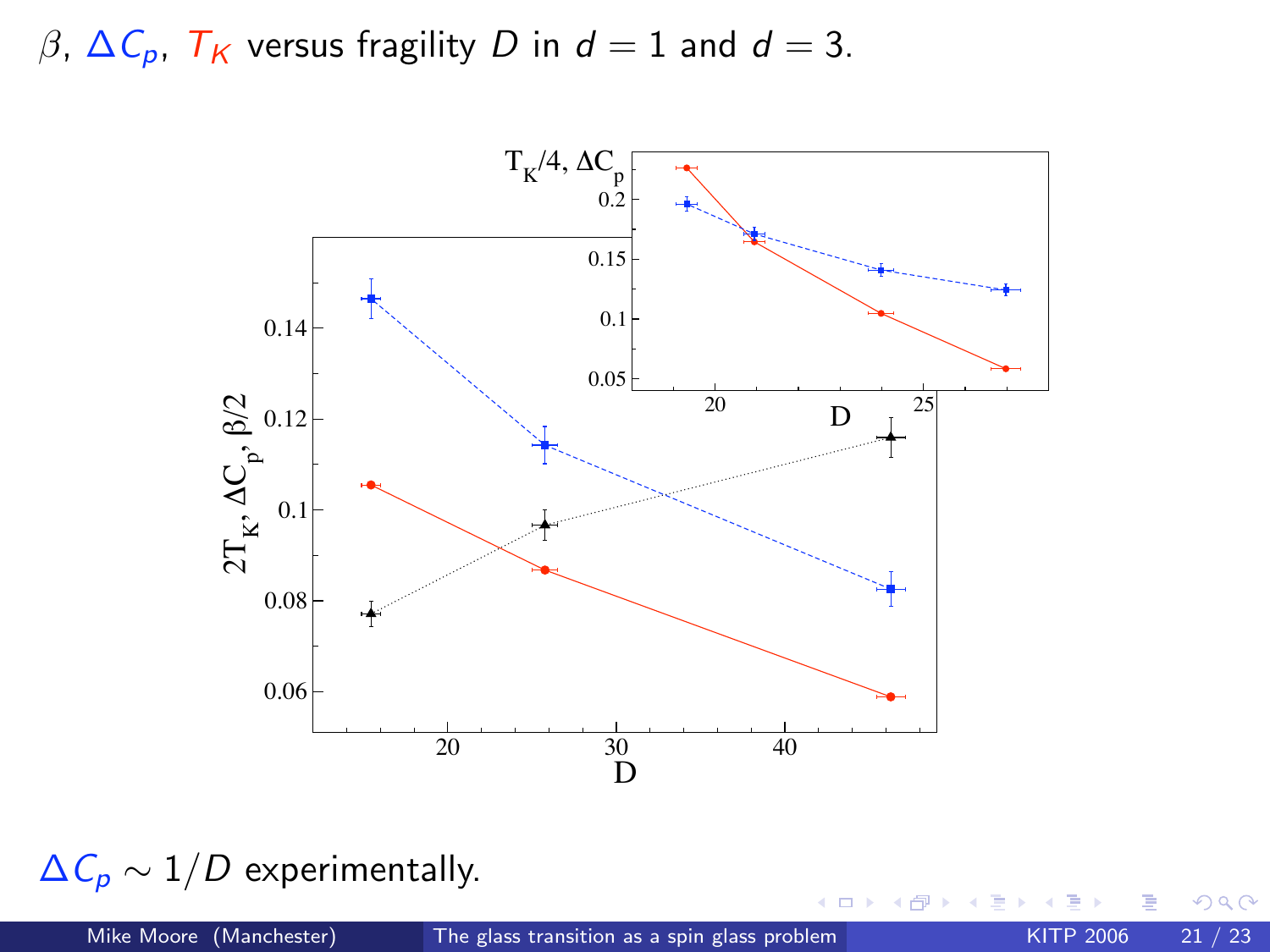# $\beta$, $\Delta C_p$, $T_K$ versus fragility $D$ in $d = 1$ and $d = 3$.

$\Delta C_p \sim 1/D$ experimentally.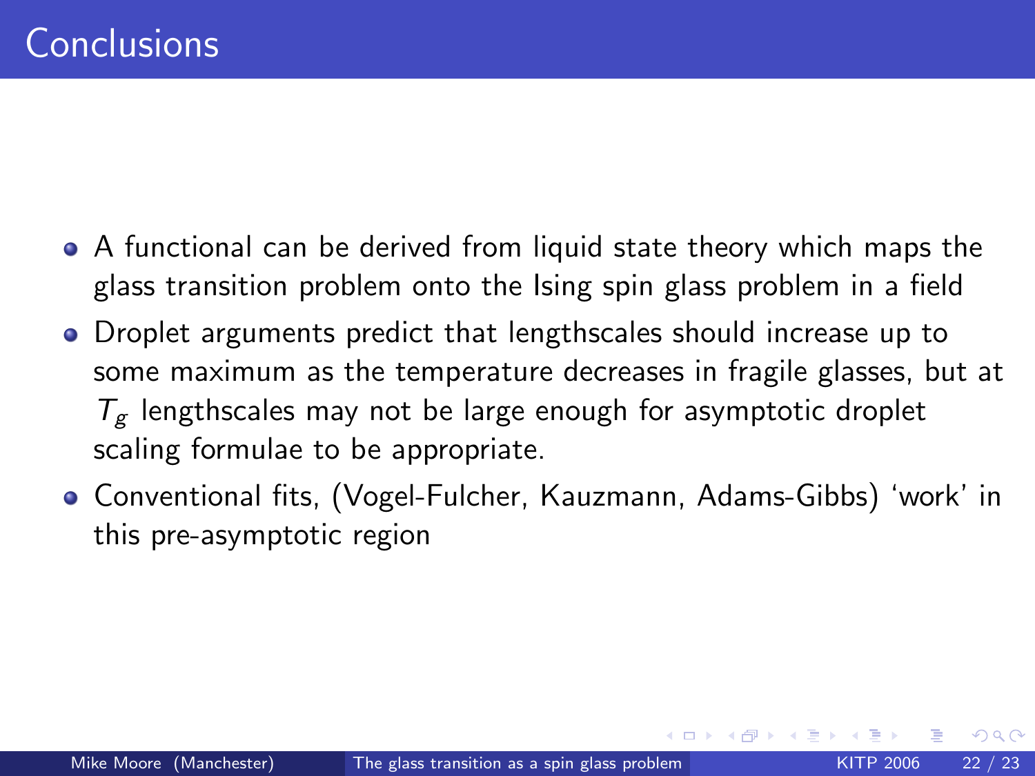# Conclusions

- A functional can be derived from liquid state theory which maps the glass transition problem onto the Ising spin glass problem in a field
- Droplet arguments predict that lengthscales should increase up to some maximum as the temperature decreases in fragile glasses, but at $T_g$ lengthscales may not be large enough for asymptotic droplet scaling formulae to be appropriate.
- Conventional fits, (Vogel-Fulcher, Kauzmann, Adams-Gibbs) 'work' in this pre-asymptotic region